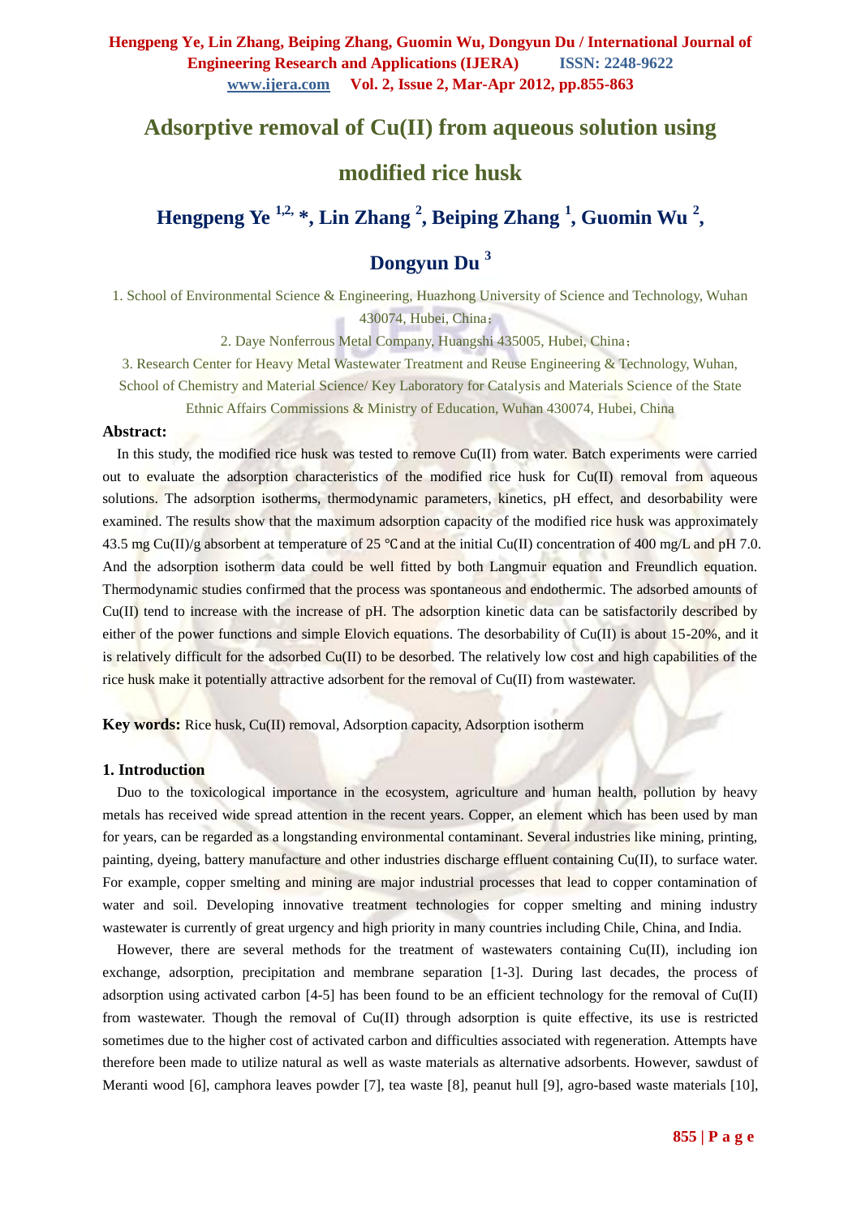# Adsorptive removal of Cu(II) from aqueous solution using modified rice husk

**Hengpeng Ye [1,2,] \*, Lin Zhang [2], Beiping Zhang [1], Guomin Wu [2], Dongyun Du [3]**

1. School of Environmental Science & Engineering, Huazhong University of Science and Technology, Wuhan 430074, Hubei, China；
2. Daye Nonferrous Metal Company, Huangshi 435005, Hubei, China；
3. Research Center for Heavy Metal Wastewater Treatment and Reuse Engineering & Technology, Wuhan, School of Chemistry and Material Science/ Key Laboratory for Catalysis and Materials Science of the State Ethnic Affairs Commissions & Ministry of Education, Wuhan 430074, Hubei, China

**Abstract:**

In this study, the modified rice husk was tested to remove Cu(II) from water. Batch experiments were carried out to evaluate the adsorption characteristics of the modified rice husk for Cu(II) removal from aqueous solutions. The adsorption isotherms, thermodynamic parameters, kinetics, pH effect, and desorbability were examined. The results show that the maximum adsorption capacity of the modified rice husk was approximately 43.5 mg Cu(II)/g absorbent at temperature of 25 ℃and at the initial Cu(II) concentration of 400 mg/L and pH 7.0. And the adsorption isotherm data could be well fitted by both Langmuir equation and Freundlich equation. Thermodynamic studies confirmed that the process was spontaneous and endothermic. The adsorbed amounts of Cu(II) tend to increase with the increase of pH. The adsorption kinetic data can be satisfactorily described by either of the power functions and simple Elovich equations. The desorbability of Cu(II) is about 15-20%, and it is relatively difficult for the adsorbed Cu(II) to be desorbed. The relatively low cost and high capabilities of the rice husk make it potentially attractive adsorbent for the removal of Cu(II) from wastewater.

**Key words:** Rice husk, Cu(II) removal, Adsorption capacity, Adsorption isotherm

## 1. Introduction

Duo to the toxicological importance in the ecosystem, agriculture and human health, pollution by heavy metals has received wide spread attention in the recent years. Copper, an element which has been used by man for years, can be regarded as a longstanding environmental contaminant. Several industries like mining, printing, painting, dyeing, battery manufacture and other industries discharge effluent containing Cu(II), to surface water. For example, copper smelting and mining are major industrial processes that lead to copper contamination of water and soil. Developing innovative treatment technologies for copper smelting and mining industry wastewater is currently of great urgency and high priority in many countries including Chile, China, and India.

However, there are several methods for the treatment of wastewaters containing Cu(II), including ion exchange, adsorption, precipitation and membrane separation [1-3]. During last decades, the process of adsorption using activated carbon [4-5] has been found to be an efficient technology for the removal of Cu(II) from wastewater. Though the removal of Cu(II) through adsorption is quite effective, its use is restricted sometimes due to the higher cost of activated carbon and difficulties associated with regeneration. Attempts have therefore been made to utilize natural as well as waste materials as alternative adsorbents. However, sawdust of Meranti wood [6], camphora leaves powder [7], tea waste [8], peanut hull [9], agro-based waste materials [10],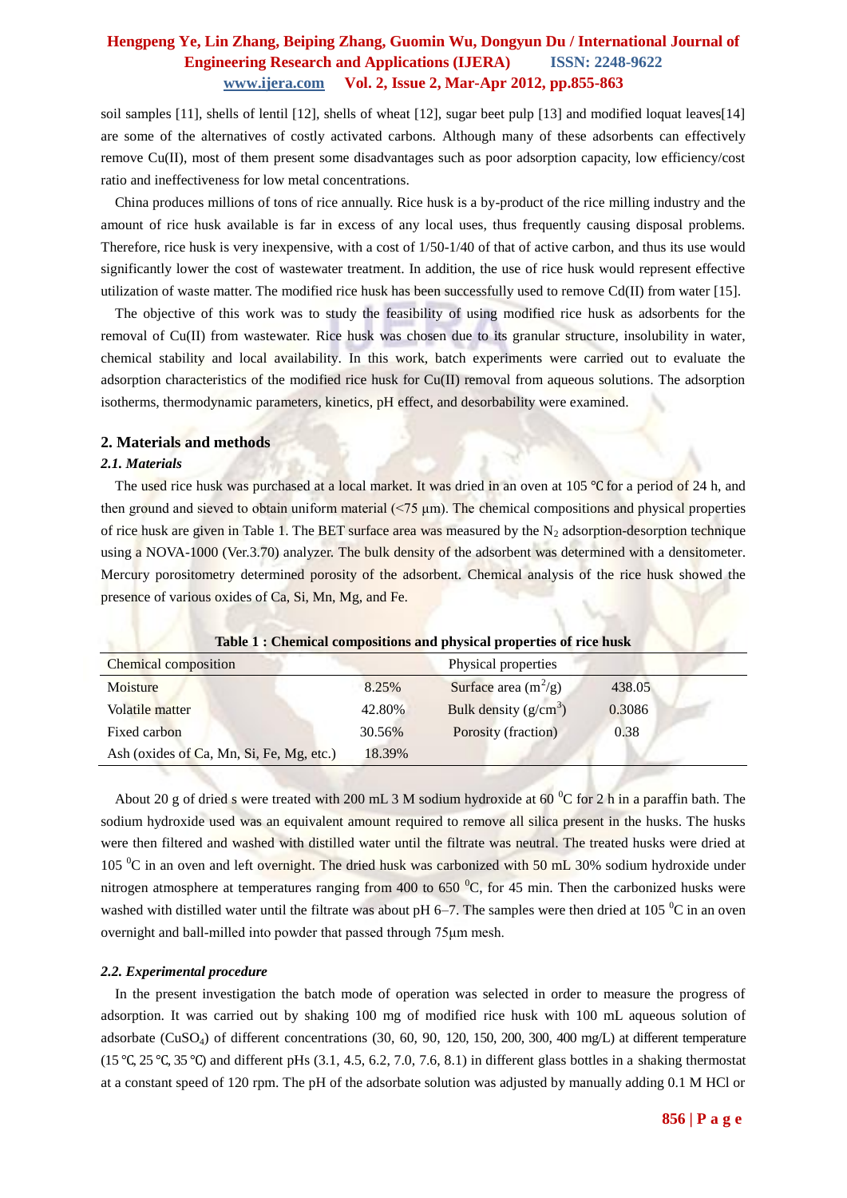soil samples [11], shells of lentil [12], shells of wheat [12], sugar beet pulp [13] and modified loquat leaves[14] are some of the alternatives of costly activated carbons. Although many of these adsorbents can effectively remove Cu(II), most of them present some disadvantages such as poor adsorption capacity, low efficiency/cost ratio and ineffectiveness for low metal concentrations.

China produces millions of tons of rice annually. Rice husk is a by-product of the rice milling industry and the amount of rice husk available is far in excess of any local uses, thus frequently causing disposal problems. Therefore, rice husk is very inexpensive, with a cost of 1/50-1/40 of that of active carbon, and thus its use would significantly lower the cost of wastewater treatment. In addition, the use of rice husk would represent effective utilization of waste matter. The modified rice husk has been successfully used to remove Cd(II) from water [15].

The objective of this work was to study the feasibility of using modified rice husk as adsorbents for the removal of Cu(II) from wastewater. Rice husk was chosen due to its granular structure, insolubility in water, chemical stability and local availability. In this work, batch experiments were carried out to evaluate the adsorption characteristics of the modified rice husk for Cu(II) removal from aqueous solutions. The adsorption isotherms, thermodynamic parameters, kinetics, pH effect, and desorbability were examined.

## 2. Materials and methods

### *2.1. Materials*

The used rice husk was purchased at a local market. It was dried in an oven at 105 ℃ for a period of 24 h, and then ground and sieved to obtain uniform material (<75 μm). The chemical compositions and physical properties of rice husk are given in Table 1. The BET surface area was measured by the $N_2$ adsorption-desorption technique using a NOVA-1000 (Ver.3.70) analyzer. The bulk density of the adsorbent was determined with a densitometer. Mercury porositometry determined porosity of the adsorbent. Chemical analysis of the rice husk showed the presence of various oxides of Ca, Si, Mn, Mg, and Fe.

**Table 1 : Chemical compositions and physical properties of rice husk**

| Chemical composition | | Physical properties | |
|---|---|---|---|
| Moisture | 8.25% | Surface area ($m^2/g$) | 438.05 |
| Volatile matter | 42.80% | Bulk density ($g/cm^3$) | 0.3086 |
| Fixed carbon | 30.56% | Porosity (fraction) | 0.38 |
| Ash (oxides of Ca, Mn, Si, Fe, Mg, etc.) | 18.39% | | |

About 20 g of dried s were treated with 200 mL 3 M sodium hydroxide at 60 $^0$C for 2 h in a paraffin bath. The sodium hydroxide used was an equivalent amount required to remove all silica present in the husks. The husks were then filtered and washed with distilled water until the filtrate was neutral. The treated husks were dried at 105 $^0$C in an oven and left overnight. The dried husk was carbonized with 50 mL 30% sodium hydroxide under nitrogen atmosphere at temperatures ranging from 400 to 650 $^0$C, for 45 min. Then the carbonized husks were washed with distilled water until the filtrate was about pH 6–7. The samples were then dried at 105 $^0$C in an oven overnight and ball-milled into powder that passed through 75μm mesh.

### *2.2. Experimental procedure*

In the present investigation the batch mode of operation was selected in order to measure the progress of adsorption. It was carried out by shaking 100 mg of modified rice husk with 100 mL aqueous solution of adsorbate ($CuSO_4$) of different concentrations (30, 60, 90, 120, 150, 200, 300, 400 mg/L) at different temperature (15 ℃, 25 ℃, 35 ℃) and different pHs (3.1, 4.5, 6.2, 7.0, 7.6, 8.1) in different glass bottles in a shaking thermostat at a constant speed of 120 rpm. The pH of the adsorbate solution was adjusted by manually adding 0.1 M HCl or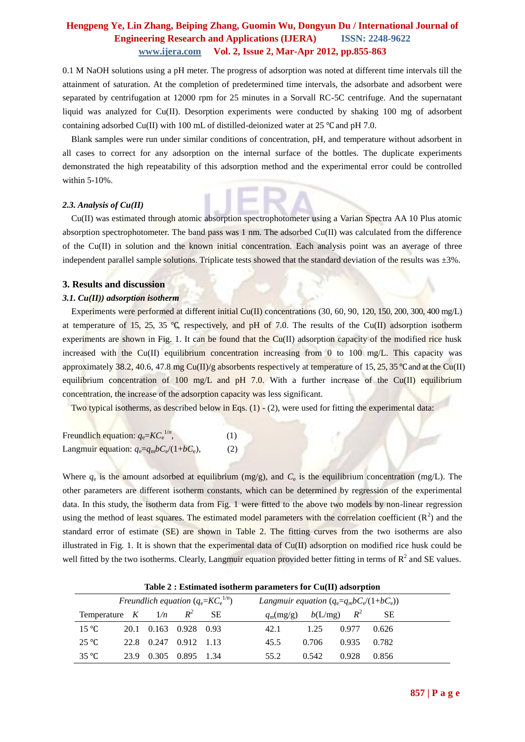0.1 M NaOH solutions using a pH meter. The progress of adsorption was noted at different time intervals till the attainment of saturation. At the completion of predetermined time intervals, the adsorbate and adsorbent were separated by centrifugation at 12000 rpm for 25 minutes in a Sorvall RC-5C centrifuge. And the supernatant liquid was analyzed for Cu(II). Desorption experiments were conducted by shaking 100 mg of adsorbent containing adsorbed Cu(II) with 100 mL of distilled-deionized water at 25 ℃ and pH 7.0.

Blank samples were run under similar conditions of concentration, pH, and temperature without adsorbent in all cases to correct for any adsorption on the internal surface of the bottles. The duplicate experiments demonstrated the high repeatability of this adsorption method and the experimental error could be controlled within 5-10%.

### *2.3. Analysis of Cu(II)*

Cu(II) was estimated through atomic absorption spectrophotometer using a Varian Spectra AA 10 Plus atomic absorption spectrophotometer. The band pass was 1 nm. The adsorbed Cu(II) was calculated from the difference of the Cu(II) in solution and the known initial concentration. Each analysis point was an average of three independent parallel sample solutions. Triplicate tests showed that the standard deviation of the results was ±3%.

## 3. Results and discussion

### *3.1. Cu(II)) adsorption isotherm*

Experiments were performed at different initial Cu(II) concentrations (30, 60, 90, 120, 150, 200, 300, 400 mg/L) at temperature of 15, 25, 35 ℃, respectively, and pH of 7.0. The results of the Cu(II) adsorption isotherm experiments are shown in Fig. 1. It can be found that the Cu(II) adsorption capacity of the modified rice husk increased with the Cu(II) equilibrium concentration increasing from 0 to 100 mg/L. This capacity was approximately 38.2, 40.6, 47.8 mg Cu(II)/g absorbents respectively at temperature of 15, 25, 35 ℃ and at the Cu(II) equilibrium concentration of 100 mg/L and pH 7.0. With a further increase of the Cu(II) equilibrium concentration, the increase of the adsorption capacity was less significant.

Two typical isotherms, as described below in Eqs. (1) - (2), were used for fitting the experimental data:

Freundlich equation: $q_e=KC_e^{1/n}$, (1)

Langmuir equation: $q_e=q_m bC_e/(1+bC_e)$, (2)

Where $q_e$ is the amount adsorbed at equilibrium (mg/g), and $C_e$ is the equilibrium concentration (mg/L). The other parameters are different isotherm constants, which can be determined by regression of the experimental data. In this study, the isotherm data from Fig. 1 were fitted to the above two models by non-linear regression using the method of least squares. The estimated model parameters with the correlation coefficient ($R^2$) and the standard error of estimate (SE) are shown in Table 2. The fitting curves from the two isotherms are also illustrated in Fig. 1. It is shown that the experimental data of Cu(II) adsorption on modified rice husk could be well fitted by the two isotherms. Clearly, Langmuir equation provided better fitting in terms of $R^2$ and SE values.

**Table 2 : Estimated isotherm parameters for Cu(II) adsorption**

| | Freundlich equation ($q_e=KC_e^{1/n}$) | | | | Langmuir equation ($q_e=q_m bC_e/(1+bC_e)$) | | | |
|---|---|---|---|---|---|---|---|---|
| Temperature | $K$ | $1/n$ | $R^2$ | SE | $q_m$(mg/g) | $b$(L/mg) | $R^2$ | SE |
| 15 ℃ | 20.1 | 0.163 | 0.928 | 0.93 | 42.1 | 1.25 | 0.977 | 0.626 |
| 25 ℃ | 22.8 | 0.247 | 0.912 | 1.13 | 45.5 | 0.706 | 0.935 | 0.782 |
| 35 ℃ | 23.9 | 0.305 | 0.895 | 1.34 | 55.2 | 0.542 | 0.928 | 0.856 |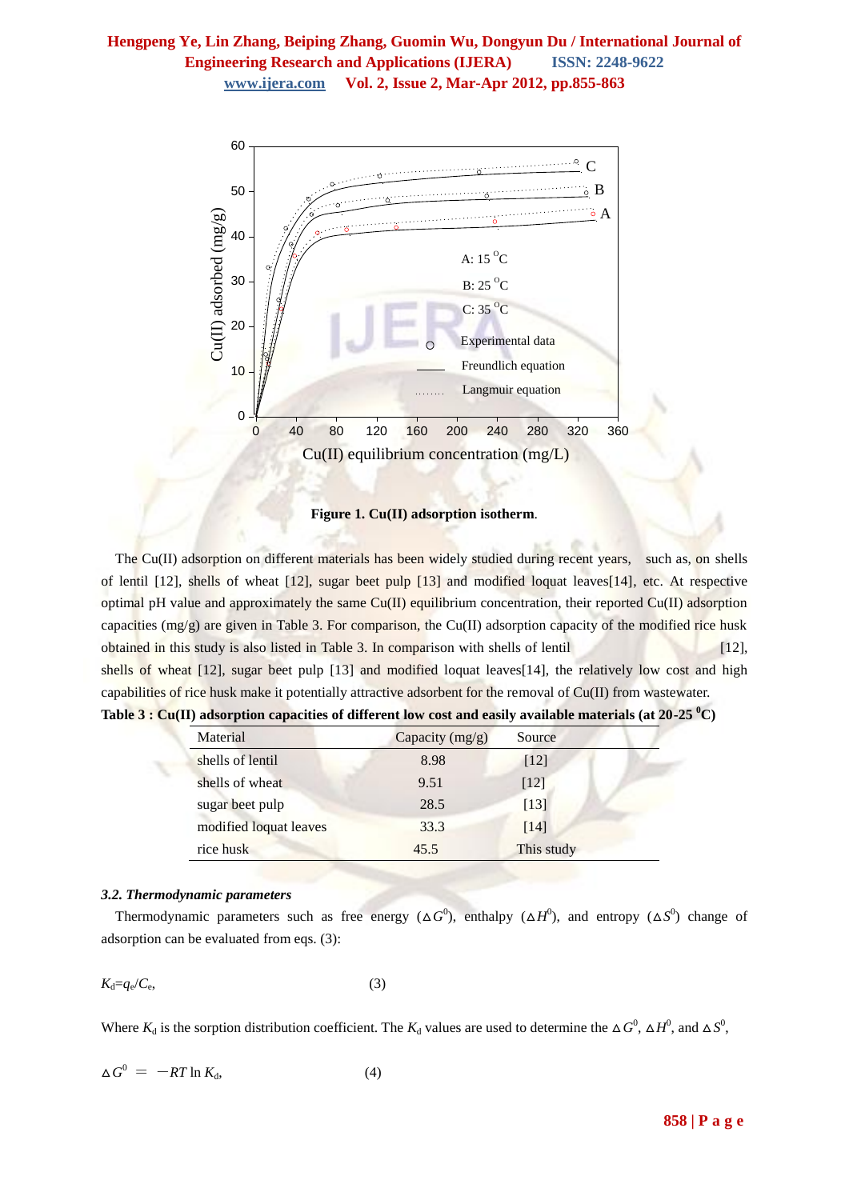**Figure 1. Cu(II) adsorption isotherm**.

The Cu(II) adsorption on different materials has been widely studied during recent years, such as, on shells of lentil [12], shells of wheat [12], sugar beet pulp [13] and modified loquat leaves[14], etc. At respective optimal pH value and approximately the same Cu(II) equilibrium concentration, their reported Cu(II) adsorption capacities (mg/g) are given in Table 3. For comparison, the Cu(II) adsorption capacity of the modified rice husk obtained in this study is also listed in Table 3. In comparison with shells of lentil [12], shells of wheat [12], sugar beet pulp [13] and modified loquat leaves[14], the relatively low cost and high capabilities of rice husk make it potentially attractive adsorbent for the removal of Cu(II) from wastewater.

**Table 3 : Cu(II) adsorption capacities of different low cost and easily available materials (at 20-25 $^0$C)**

| Material | Capacity (mg/g) | Source |
|---|---|---|
| shells of lentil | 8.98 | [12] |
| shells of wheat | 9.51 | [12] |
| sugar beet pulp | 28.5 | [13] |
| modified loquat leaves | 33.3 | [14] |
| rice husk | 45.5 | This study |

### *3.2. Thermodynamic parameters*

Thermodynamic parameters such as free energy ($\Delta G^0$), enthalpy ($\Delta H^0$), and entropy ($\Delta S^0$) change of adsorption can be evaluated from eqs. (3):

$$K_d = q_e / C_e, \quad (3)$$

Where $K_d$ is the sorption distribution coefficient. The $K_d$ values are used to determine the $\Delta G^0$, $\Delta H^0$, and $\Delta S^0$,

$$\Delta G^0 = -RT \ln K_d, \quad (4)$$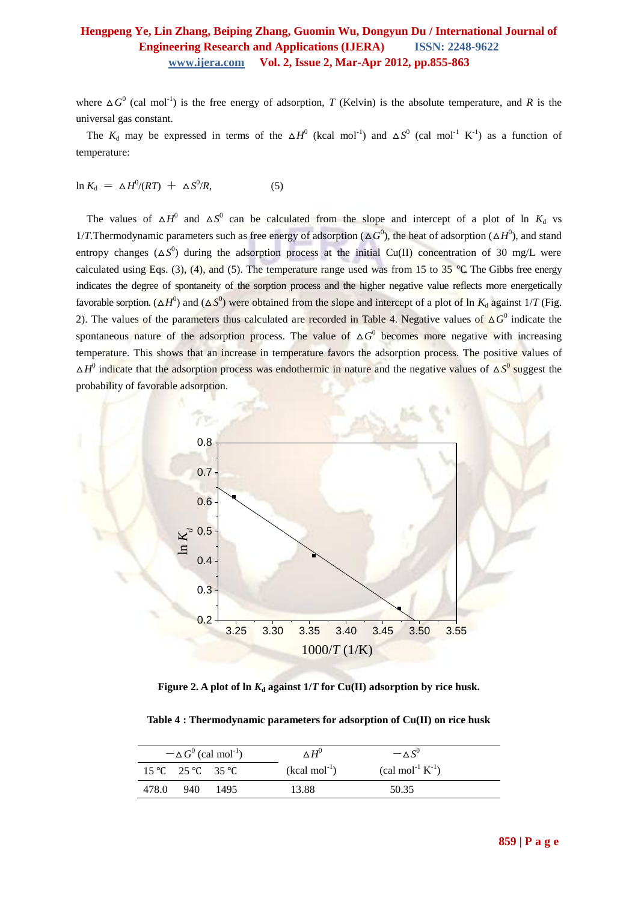where $\Delta G^0$ (cal mol$^{-1}$) is the free energy of adsorption, $T$ (Kelvin) is the absolute temperature, and $R$ is the universal gas constant.

The $K_d$ may be expressed in terms of the $\Delta H^0$ (kcal mol$^{-1}$) and $\Delta S^0$ (cal mol$^{-1}$ K$^{-1}$) as a function of temperature:

$$\ln K_d = \Delta H^0/(RT) + \Delta S^0/R, \qquad (5)$$

The values of $\Delta H^0$ and $\Delta S^0$ can be calculated from the slope and intercept of a plot of $\ln K_d$ vs $1/T$.Thermodynamic parameters such as free energy of adsorption ($\Delta G^0$), the heat of adsorption ($\Delta H^0$), and stand entropy changes ($\Delta S^0$) during the adsorption process at the initial Cu(II) concentration of 30 mg/L were calculated using Eqs. (3), (4), and (5). The temperature range used was from 15 to 35 ℃. The Gibbs free energy indicates the degree of spontaneity of the sorption process and the higher negative value reflects more energetically favorable sorption. ($\Delta H^0$) and ($\Delta S^0$) were obtained from the slope and intercept of a plot of $\ln K_d$ against $1/T$ (Fig. 2). The values of the parameters thus calculated are recorded in Table 4. Negative values of $\Delta G^0$ indicate the spontaneous nature of the adsorption process. The value of $\Delta G^0$ becomes more negative with increasing temperature. This shows that an increase in temperature favors the adsorption process. The positive values of $\Delta H^0$ indicate that the adsorption process was endothermic in nature and the negative values of $\Delta S^0$ suggest the probability of favorable adsorption.

**Figure 2. A plot of $\ln K_d$ against $1/T$ for Cu(II) adsorption by rice husk.**

**Table 4 : Thermodynamic parameters for adsorption of Cu(II) on rice husk**

| $-\Delta G^0$ (cal mol$^{-1}$) | | | $\Delta H^0$ | $-\Delta S^0$ |
|---|---|---|---|---|
| 15 ℃ | 25 ℃ | 35 ℃ | (kcal mol$^{-1}$) | (cal mol$^{-1}$ K$^{-1}$) |
| 478.0 | 940 | 1495 | 13.88 | 50.35 |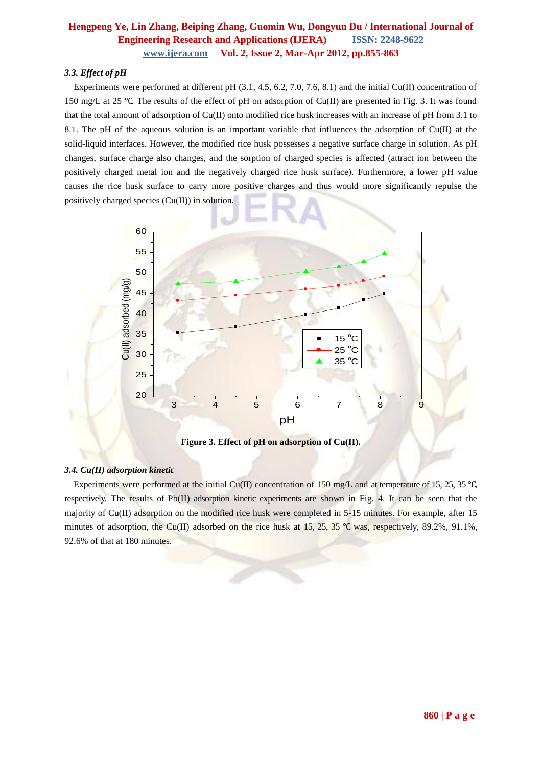### *3.3. Effect of pH*

Experiments were performed at different pH (3.1, 4.5, 6.2, 7.0, 7.6, 8.1) and the initial Cu(II) concentration of 150 mg/L at 25 ℃. The results of the effect of pH on adsorption of Cu(II) are presented in Fig. 3. It was found that the total amount of adsorption of Cu(II) onto modified rice husk increases with an increase of pH from 3.1 to 8.1. The pH of the aqueous solution is an important variable that influences the adsorption of Cu(II) at the solid-liquid interfaces. However, the modified rice husk possesses a negative surface charge in solution. As pH changes, surface charge also changes, and the sorption of charged species is affected (attract ion between the positively charged metal ion and the negatively charged rice husk surface). Furthermore, a lower pH value causes the rice husk surface to carry more positive charges and thus would more significantly repulse the positively charged species (Cu(II)) in solution.

**Figure 3. Effect of pH on adsorption of Cu(II).**

### *3.4. Cu(II) adsorption kinetic*

Experiments were performed at the initial Cu(II) concentration of 150 mg/L and at temperature of 15, 25, 35 ℃, respectively. The results of Pb(II) adsorption kinetic experiments are shown in Fig. 4. It can be seen that the majority of Cu(II) adsorption on the modified rice husk were completed in 5-15 minutes. For example, after 15 minutes of adsorption, the Cu(II) adsorbed on the rice husk at 15, 25, 35 ℃ was, respectively, 89.2%, 91.1%, 92.6% of that at 180 minutes.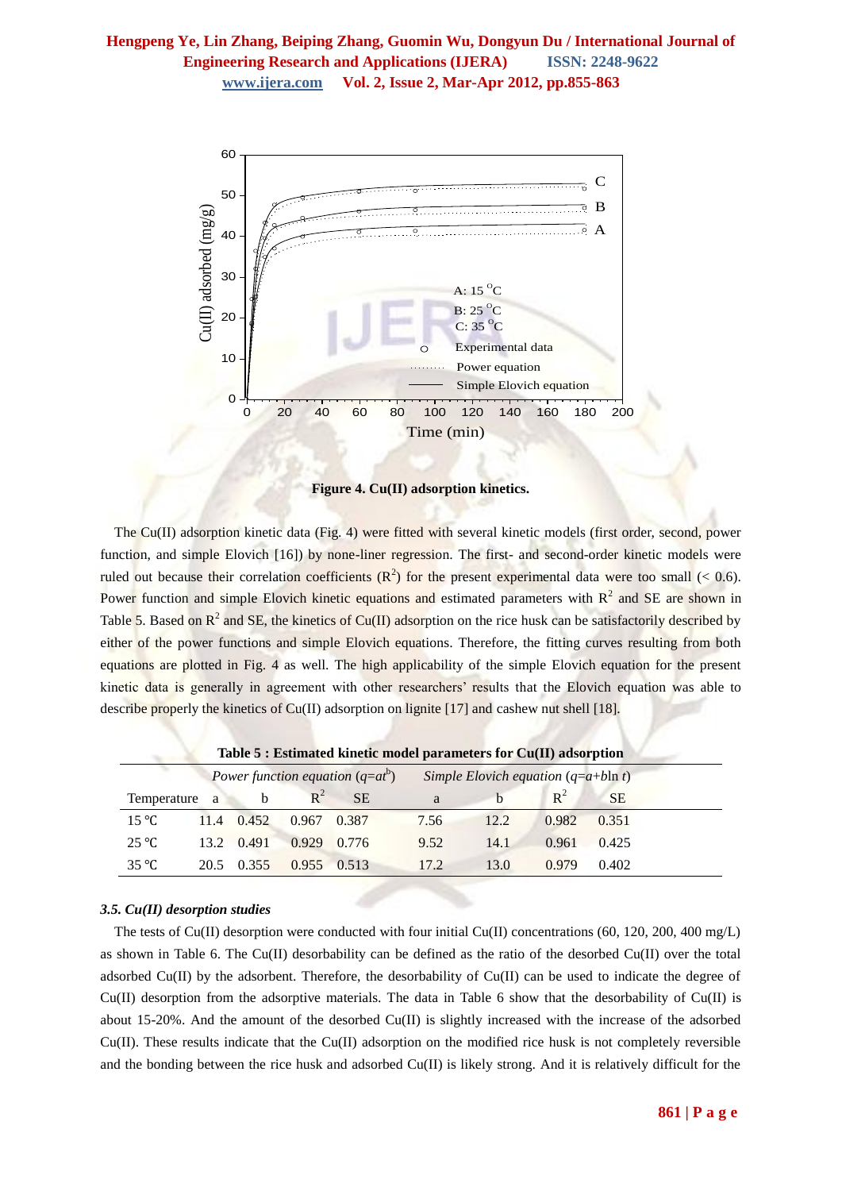Figure 4. Cu(II) adsorption kinetics.

The Cu(II) adsorption kinetic data (Fig. 4) were fitted with several kinetic models (first order, second, power function, and simple Elovich [16]) by none-liner regression. The first- and second-order kinetic models were ruled out because their correlation coefficients ($R^2$) for the present experimental data were too small (< 0.6). Power function and simple Elovich kinetic equations and estimated parameters with $R^2$ and SE are shown in Table 5. Based on $R^2$ and SE, the kinetics of Cu(II) adsorption on the rice husk can be satisfactorily described by either of the power functions and simple Elovich equations. Therefore, the fitting curves resulting from both equations are plotted in Fig. 4 as well. The high applicability of the simple Elovich equation for the present kinetic data is generally in agreement with other researchers' results that the Elovich equation was able to describe properly the kinetics of Cu(II) adsorption on lignite [17] and cashew nut shell [18].

**Table 5 : Estimated kinetic model parameters for Cu(II) adsorption**

| | *Power function equation* ($q=at^b$) | | | | *Simple Elovich equation* ($q=a+b\ln t$) | | | |
|---|---|---|---|---|---|---|---|---|
| Temperature | a | b | $R^2$ | SE | a | b | $R^2$ | SE |
| 15 ℃ | 11.4 | 0.452 | 0.967 | 0.387 | 7.56 | 12.2 | 0.982 | 0.351 |
| 25 ℃ | 13.2 | 0.491 | 0.929 | 0.776 | 9.52 | 14.1 | 0.961 | 0.425 |
| 35 ℃ | 20.5 | 0.355 | 0.955 | 0.513 | 17.2 | 13.0 | 0.979 | 0.402 |

### *3.5. Cu(II) desorption studies*

The tests of Cu(II) desorption were conducted with four initial Cu(II) concentrations (60, 120, 200, 400 mg/L) as shown in Table 6. The Cu(II) desorbability can be defined as the ratio of the desorbed Cu(II) over the total adsorbed Cu(II) by the adsorbent. Therefore, the desorbability of Cu(II) can be used to indicate the degree of Cu(II) desorption from the adsorptive materials. The data in Table 6 show that the desorbability of Cu(II) is about 15-20%. And the amount of the desorbed Cu(II) is slightly increased with the increase of the adsorbed Cu(II). These results indicate that the Cu(II) adsorption on the modified rice husk is not completely reversible and the bonding between the rice husk and adsorbed Cu(II) is likely strong. And it is relatively difficult for the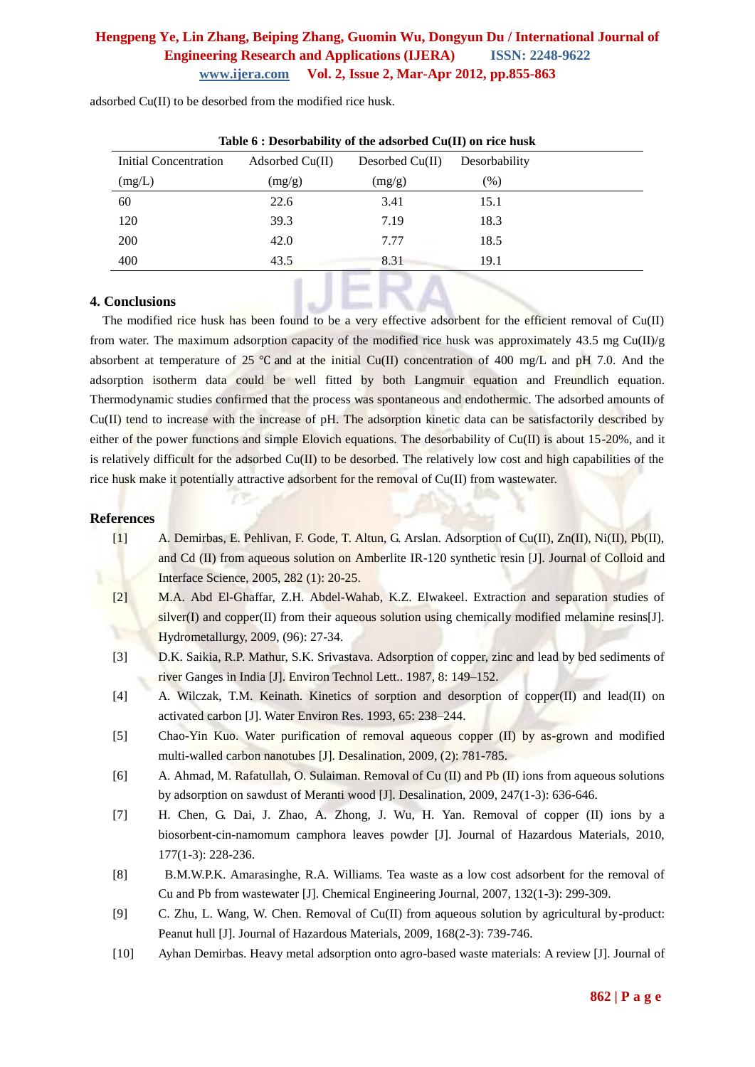adsorbed Cu(II) to be desorbed from the modified rice husk.

**Table 6 : Desorbability of the adsorbed Cu(II) on rice husk**

| Initial Concentration (mg/L) | Adsorbed Cu(II) (mg/g) | Desorbed Cu(II) (mg/g) | Desorbability (%) |
|---|---|---|---|
| 60 | 22.6 | 3.41 | 15.1 |
| 120 | 39.3 | 7.19 | 18.3 |
| 200 | 42.0 | 7.77 | 18.5 |
| 400 | 43.5 | 8.31 | 19.1 |

## 4. Conclusions

The modified rice husk has been found to be a very effective adsorbent for the efficient removal of Cu(II) from water. The maximum adsorption capacity of the modified rice husk was approximately 43.5 mg Cu(II)/g absorbent at temperature of 25 ℃ and at the initial Cu(II) concentration of 400 mg/L and pH 7.0. And the adsorption isotherm data could be well fitted by both Langmuir equation and Freundlich equation. Thermodynamic studies confirmed that the process was spontaneous and endothermic. The adsorbed amounts of Cu(II) tend to increase with the increase of pH. The adsorption kinetic data can be satisfactorily described by either of the power functions and simple Elovich equations. The desorbability of Cu(II) is about 15-20%, and it is relatively difficult for the adsorbed Cu(II) to be desorbed. The relatively low cost and high capabilities of the rice husk make it potentially attractive adsorbent for the removal of Cu(II) from wastewater.

## References

[1] A. Demirbas, E. Pehlivan, F. Gode, T. Altun, G. Arslan. Adsorption of Cu(II), Zn(II), Ni(II), Pb(II), and Cd (II) from aqueous solution on Amberlite IR-120 synthetic resin [J]. Journal of Colloid and Interface Science, 2005, 282 (1): 20-25.

[2] M.A. Abd El-Ghaffar, Z.H. Abdel-Wahab, K.Z. Elwakeel. Extraction and separation studies of silver(I) and copper(II) from their aqueous solution using chemically modified melamine resins[J]. Hydrometallurgy, 2009, (96): 27-34.

[3] D.K. Saikia, R.P. Mathur, S.K. Srivastava. Adsorption of copper, zinc and lead by bed sediments of river Ganges in India [J]. Environ Technol Lett.. 1987, 8: 149–152.

[4] A. Wilczak, T.M. Keinath. Kinetics of sorption and desorption of copper(II) and lead(II) on activated carbon [J]. Water Environ Res. 1993, 65: 238–244.

[5] Chao-Yin Kuo. Water purification of removal aqueous copper (II) by as-grown and modified multi-walled carbon nanotubes [J]. Desalination, 2009, (2): 781-785.

[6] A. Ahmad, M. Rafatullah, O. Sulaiman. Removal of Cu (II) and Pb (II) ions from aqueous solutions by adsorption on sawdust of Meranti wood [J]. Desalination, 2009, 247(1-3): 636-646.

[7] H. Chen, G. Dai, J. Zhao, A. Zhong, J. Wu, H. Yan. Removal of copper (II) ions by a biosorbent-cin-namomum camphora leaves powder [J]. Journal of Hazardous Materials, 2010, 177(1-3): 228-236.

[8] B.M.W.P.K. Amarasinghe, R.A. Williams. Tea waste as a low cost adsorbent for the removal of Cu and Pb from wastewater [J]. Chemical Engineering Journal, 2007, 132(1-3): 299-309.

[9] C. Zhu, L. Wang, W. Chen. Removal of Cu(II) from aqueous solution by agricultural by-product: Peanut hull [J]. Journal of Hazardous Materials, 2009, 168(2-3): 739-746.

[10] Ayhan Demirbas. Heavy metal adsorption onto agro-based waste materials: A review [J]. Journal of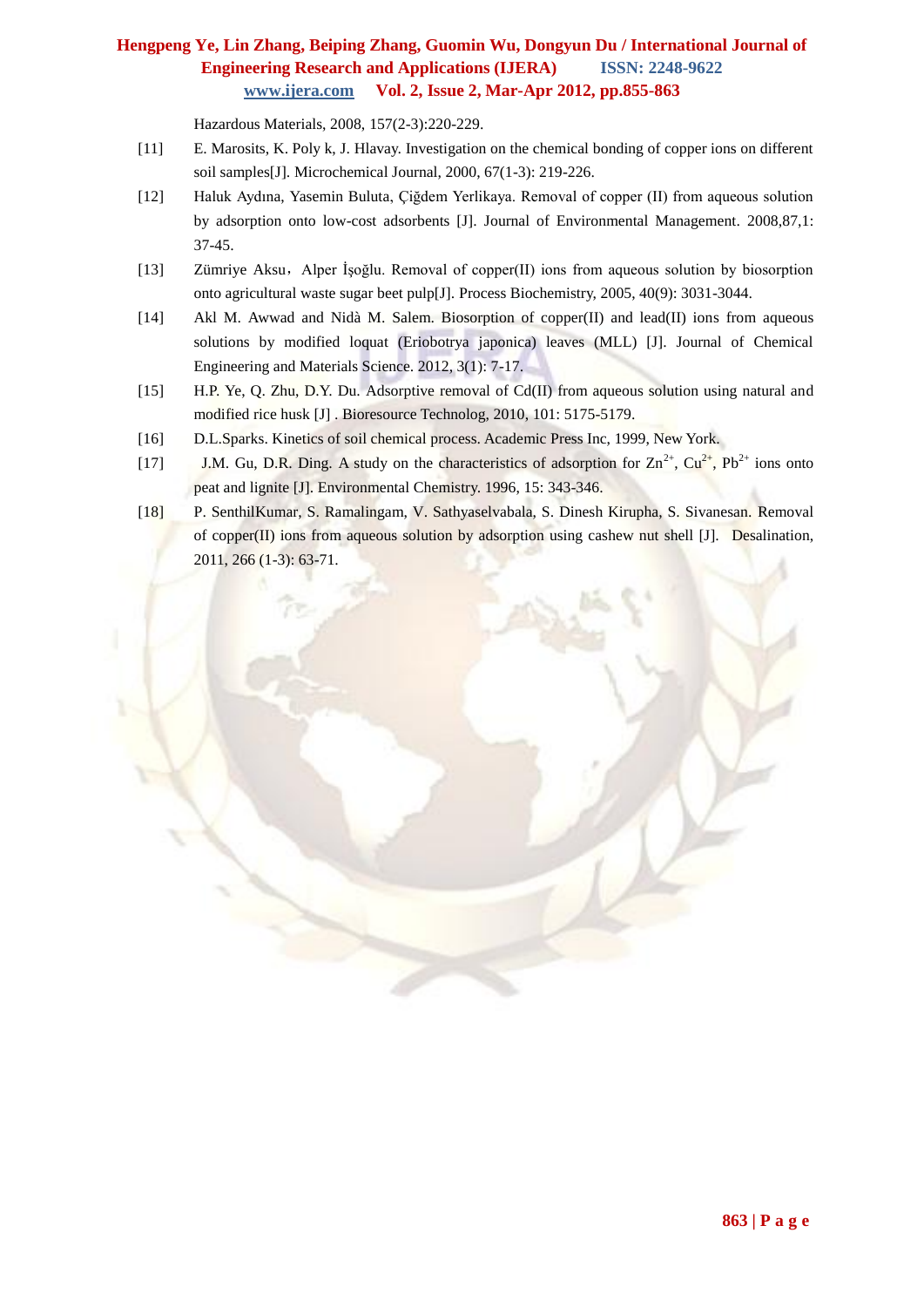Hazardous Materials, 2008, 157(2-3):220-229.

[11] E. Marosits, K. Poly k, J. Hlavay. Investigation on the chemical bonding of copper ions on different soil samples[J]. Microchemical Journal, 2000, 67(1-3): 219-226.

[12] Haluk Aydına, Yasemin Buluta, Çiğdem Yerlikaya. Removal of copper (II) from aqueous solution by adsorption onto low-cost adsorbents [J]. Journal of Environmental Management. 2008,87,1: 37-45.

[13] Zümriye Aksu，Alper İşoğlu. Removal of copper(II) ions from aqueous solution by biosorption onto agricultural waste sugar beet pulp[J]. Process Biochemistry, 2005, 40(9): 3031-3044.

[14] Akl M. Awwad and Nidà M. Salem. Biosorption of copper(II) and lead(II) ions from aqueous solutions by modified loquat (Eriobotrya japonica) leaves (MLL) [J]. Journal of Chemical Engineering and Materials Science. 2012, 3(1): 7-17.

[15] H.P. Ye, Q. Zhu, D.Y. Du. Adsorptive removal of Cd(II) from aqueous solution using natural and modified rice husk [J] . Bioresource Technolog, 2010, 101: 5175-5179.

[16] D.L.Sparks. Kinetics of soil chemical process. Academic Press Inc, 1999, New York.

[17] J.M. Gu, D.R. Ding. A study on the characteristics of adsorption for $Zn^{2+}$, $Cu^{2+}$, $Pb^{2+}$ ions onto peat and lignite [J]. Environmental Chemistry. 1996, 15: 343-346.

[18] P. SenthilKumar, S. Ramalingam, V. Sathyaselvabala, S. Dinesh Kirupha, S. Sivanesan. Removal of copper(II) ions from aqueous solution by adsorption using cashew nut shell [J]. Desalination, 2011, 266 (1-3): 63-71.